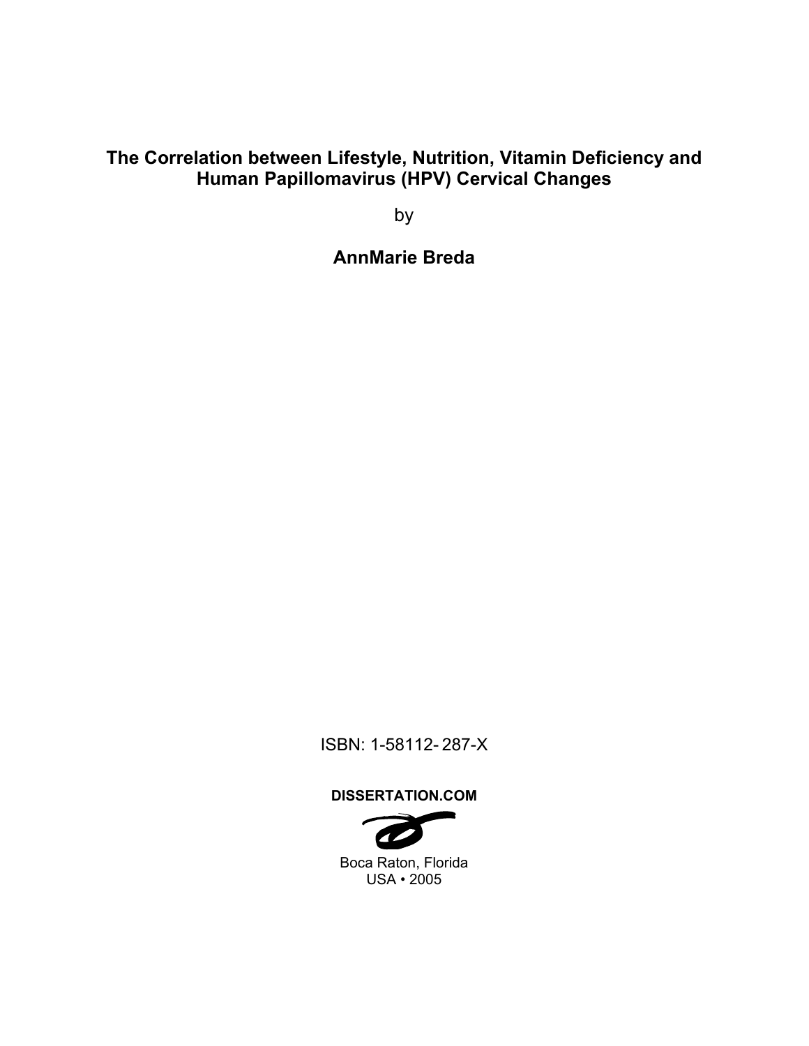# The Correlation between Lifestyle, Nutrition, Vitamin Deficiency and Human Papillomavirus (HPV) Cervical Changes

by

**AnnMarie Breda**

ISBN: 1-58112- 287-X

**DISSERTATION.COM**

Boca Raton, Florida
USA • 2005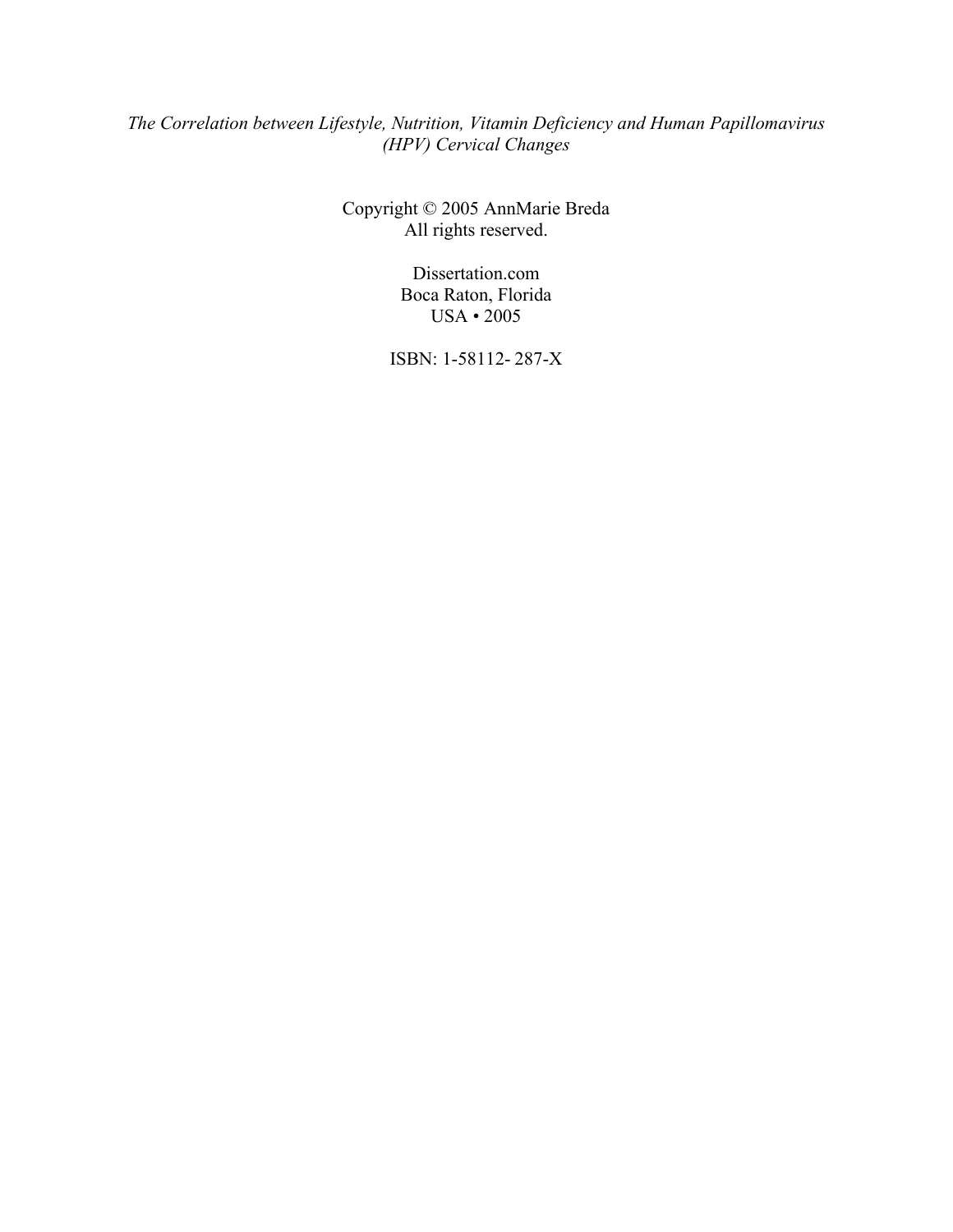*The Correlation between Lifestyle, Nutrition, Vitamin Deficiency and Human Papillomavirus (HPV) Cervical Changes*

Copyright © 2005 AnnMarie Breda
All rights reserved.

Dissertation.com
Boca Raton, Florida
USA • 2005

ISBN: 1-58112- 287-X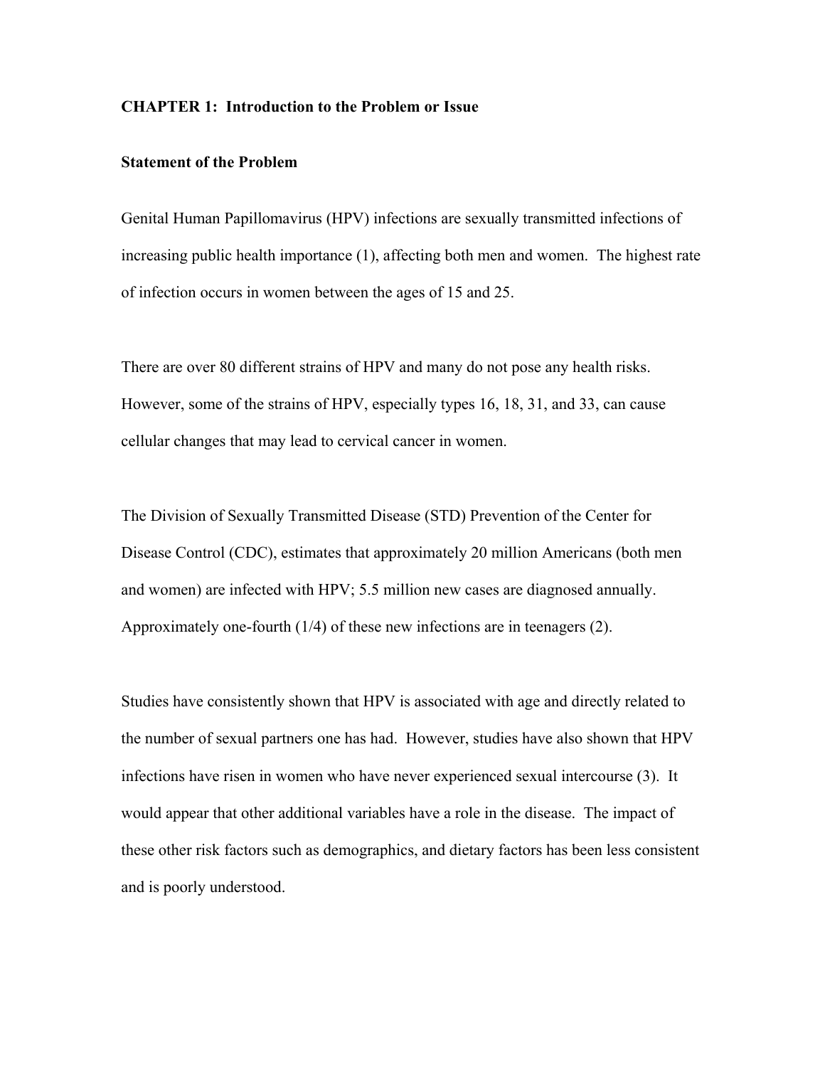## CHAPTER 1: Introduction to the Problem or Issue

### Statement of the Problem

Genital Human Papillomavirus (HPV) infections are sexually transmitted infections of increasing public health importance (1), affecting both men and women. The highest rate of infection occurs in women between the ages of 15 and 25.

There are over 80 different strains of HPV and many do not pose any health risks. However, some of the strains of HPV, especially types 16, 18, 31, and 33, can cause cellular changes that may lead to cervical cancer in women.

The Division of Sexually Transmitted Disease (STD) Prevention of the Center for Disease Control (CDC), estimates that approximately 20 million Americans (both men and women) are infected with HPV; 5.5 million new cases are diagnosed annually. Approximately one-fourth (1/4) of these new infections are in teenagers (2).

Studies have consistently shown that HPV is associated with age and directly related to the number of sexual partners one has had. However, studies have also shown that HPV infections have risen in women who have never experienced sexual intercourse (3). It would appear that other additional variables have a role in the disease. The impact of these other risk factors such as demographics, and dietary factors has been less consistent and is poorly understood.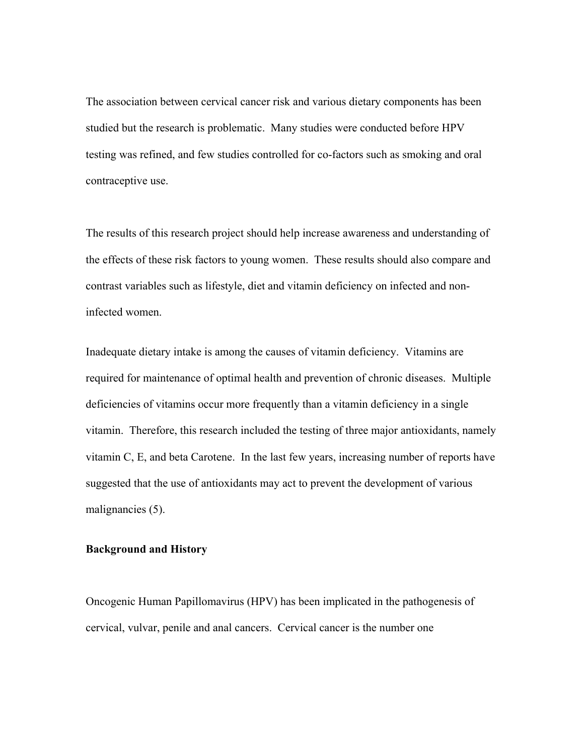The association between cervical cancer risk and various dietary components has been studied but the research is problematic. Many studies were conducted before HPV testing was refined, and few studies controlled for co-factors such as smoking and oral contraceptive use.

The results of this research project should help increase awareness and understanding of the effects of these risk factors to young women. These results should also compare and contrast variables such as lifestyle, diet and vitamin deficiency on infected and non-infected women.

Inadequate dietary intake is among the causes of vitamin deficiency. Vitamins are required for maintenance of optimal health and prevention of chronic diseases. Multiple deficiencies of vitamins occur more frequently than a vitamin deficiency in a single vitamin. Therefore, this research included the testing of three major antioxidants, namely vitamin C, E, and beta Carotene. In the last few years, increasing number of reports have suggested that the use of antioxidants may act to prevent the development of various malignancies (5).

**Background and History**

Oncogenic Human Papillomavirus (HPV) has been implicated in the pathogenesis of cervical, vulvar, penile and anal cancers. Cervical cancer is the number one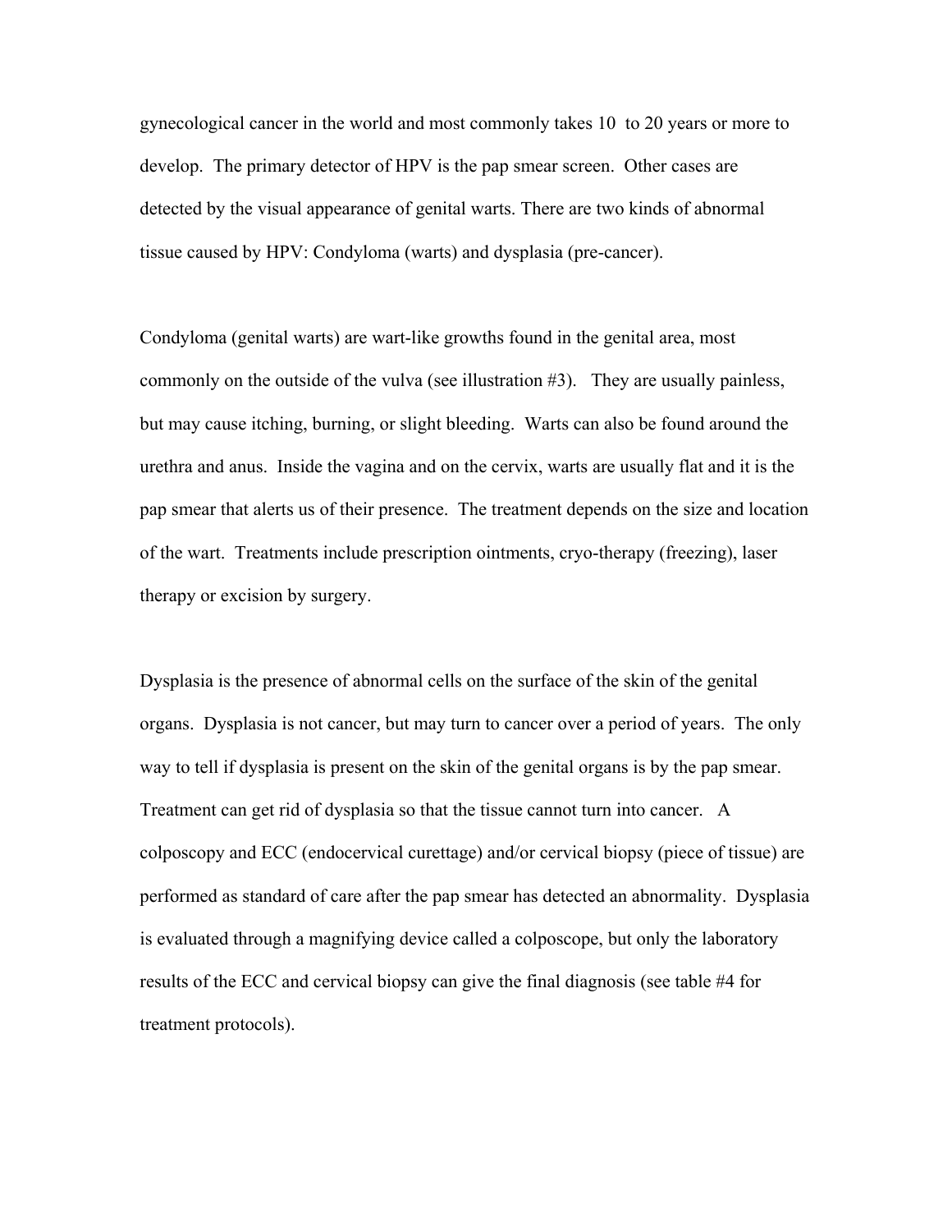gynecological cancer in the world and most commonly takes 10 to 20 years or more to develop. The primary detector of HPV is the pap smear screen. Other cases are detected by the visual appearance of genital warts. There are two kinds of abnormal tissue caused by HPV: Condyloma (warts) and dysplasia (pre-cancer).

Condyloma (genital warts) are wart-like growths found in the genital area, most commonly on the outside of the vulva (see illustration #3). They are usually painless, but may cause itching, burning, or slight bleeding. Warts can also be found around the urethra and anus. Inside the vagina and on the cervix, warts are usually flat and it is the pap smear that alerts us of their presence. The treatment depends on the size and location of the wart. Treatments include prescription ointments, cryo-therapy (freezing), laser therapy or excision by surgery.

Dysplasia is the presence of abnormal cells on the surface of the skin of the genital organs. Dysplasia is not cancer, but may turn to cancer over a period of years. The only way to tell if dysplasia is present on the skin of the genital organs is by the pap smear. Treatment can get rid of dysplasia so that the tissue cannot turn into cancer. A colposcopy and ECC (endocervical curettage) and/or cervical biopsy (piece of tissue) are performed as standard of care after the pap smear has detected an abnormality. Dysplasia is evaluated through a magnifying device called a colposcope, but only the laboratory results of the ECC and cervical biopsy can give the final diagnosis (see table #4 for treatment protocols).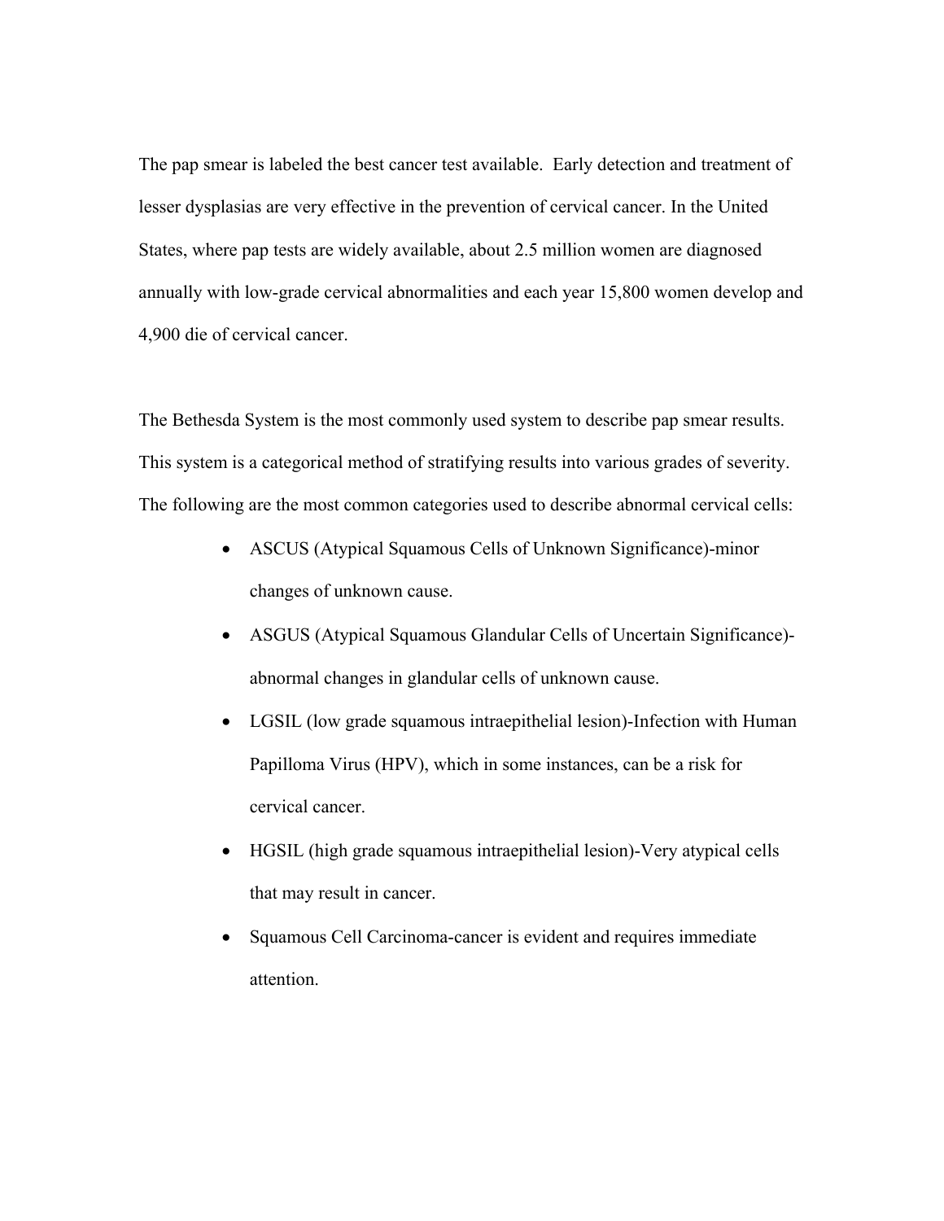The pap smear is labeled the best cancer test available. Early detection and treatment of lesser dysplasias are very effective in the prevention of cervical cancer. In the United States, where pap tests are widely available, about 2.5 million women are diagnosed annually with low-grade cervical abnormalities and each year 15,800 women develop and 4,900 die of cervical cancer.

The Bethesda System is the most commonly used system to describe pap smear results. This system is a categorical method of stratifying results into various grades of severity. The following are the most common categories used to describe abnormal cervical cells:

- ASCUS (Atypical Squamous Cells of Unknown Significance)-minor changes of unknown cause.
- ASGUS (Atypical Squamous Glandular Cells of Uncertain Significance)-abnormal changes in glandular cells of unknown cause.
- LGSIL (low grade squamous intraepithelial lesion)-Infection with Human Papilloma Virus (HPV), which in some instances, can be a risk for cervical cancer.
- HGSIL (high grade squamous intraepithelial lesion)-Very atypical cells that may result in cancer.
- Squamous Cell Carcinoma-cancer is evident and requires immediate attention.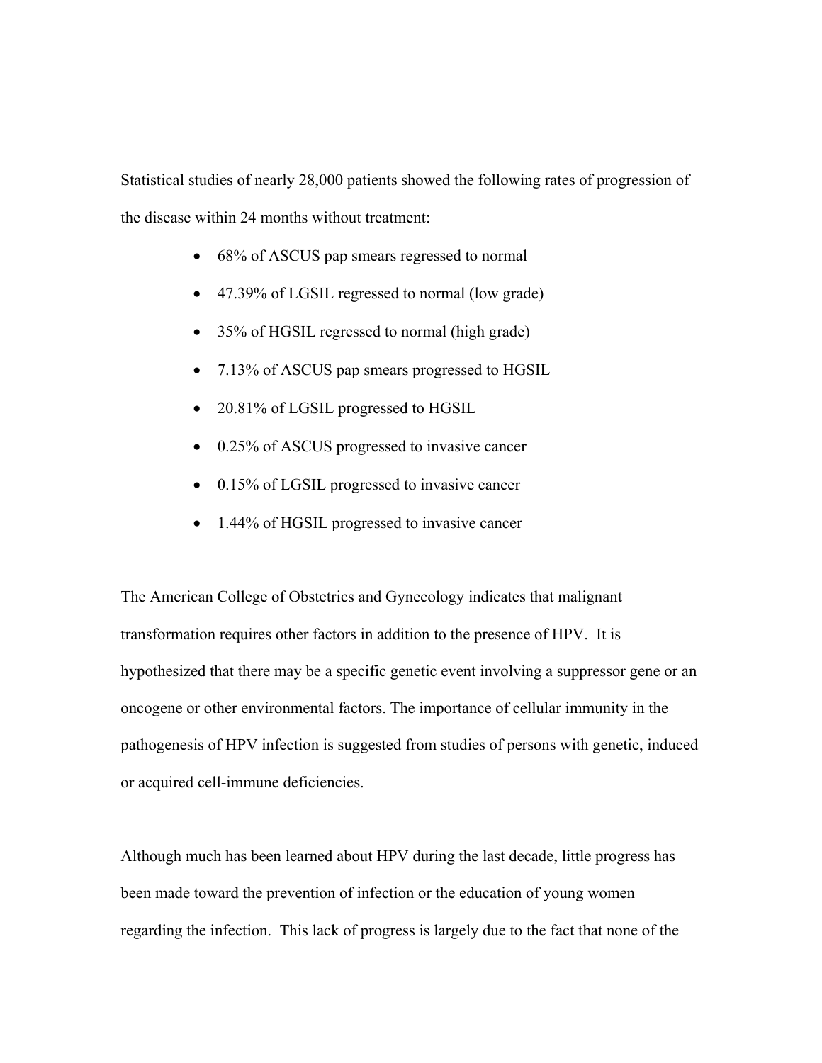Statistical studies of nearly 28,000 patients showed the following rates of progression of the disease within 24 months without treatment:

- 68% of ASCUS pap smears regressed to normal
- 47.39% of LGSIL regressed to normal (low grade)
- 35% of HGSIL regressed to normal (high grade)
- 7.13% of ASCUS pap smears progressed to HGSIL
- 20.81% of LGSIL progressed to HGSIL
- 0.25% of ASCUS progressed to invasive cancer
- 0.15% of LGSIL progressed to invasive cancer
- 1.44% of HGSIL progressed to invasive cancer

The American College of Obstetrics and Gynecology indicates that malignant transformation requires other factors in addition to the presence of HPV. It is hypothesized that there may be a specific genetic event involving a suppressor gene or an oncogene or other environmental factors. The importance of cellular immunity in the pathogenesis of HPV infection is suggested from studies of persons with genetic, induced or acquired cell-immune deficiencies.

Although much has been learned about HPV during the last decade, little progress has been made toward the prevention of infection or the education of young women regarding the infection. This lack of progress is largely due to the fact that none of the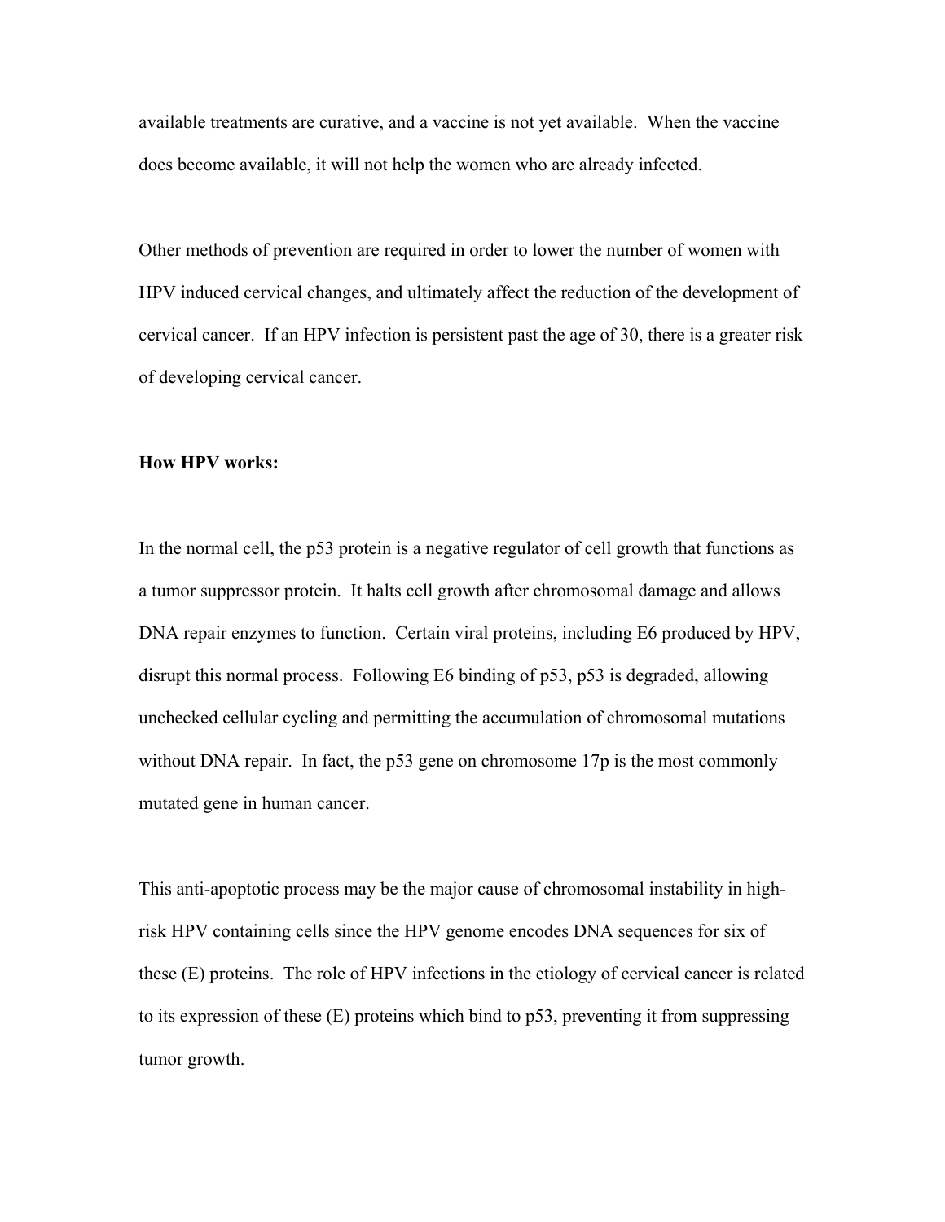available treatments are curative, and a vaccine is not yet available. When the vaccine does become available, it will not help the women who are already infected.

Other methods of prevention are required in order to lower the number of women with HPV induced cervical changes, and ultimately affect the reduction of the development of cervical cancer. If an HPV infection is persistent past the age of 30, there is a greater risk of developing cervical cancer.

**How HPV works:**

In the normal cell, the p53 protein is a negative regulator of cell growth that functions as a tumor suppressor protein. It halts cell growth after chromosomal damage and allows DNA repair enzymes to function. Certain viral proteins, including E6 produced by HPV, disrupt this normal process. Following E6 binding of p53, p53 is degraded, allowing unchecked cellular cycling and permitting the accumulation of chromosomal mutations without DNA repair. In fact, the p53 gene on chromosome 17p is the most commonly mutated gene in human cancer.

This anti-apoptotic process may be the major cause of chromosomal instability in high-risk HPV containing cells since the HPV genome encodes DNA sequences for six of these (E) proteins. The role of HPV infections in the etiology of cervical cancer is related to its expression of these (E) proteins which bind to p53, preventing it from suppressing tumor growth.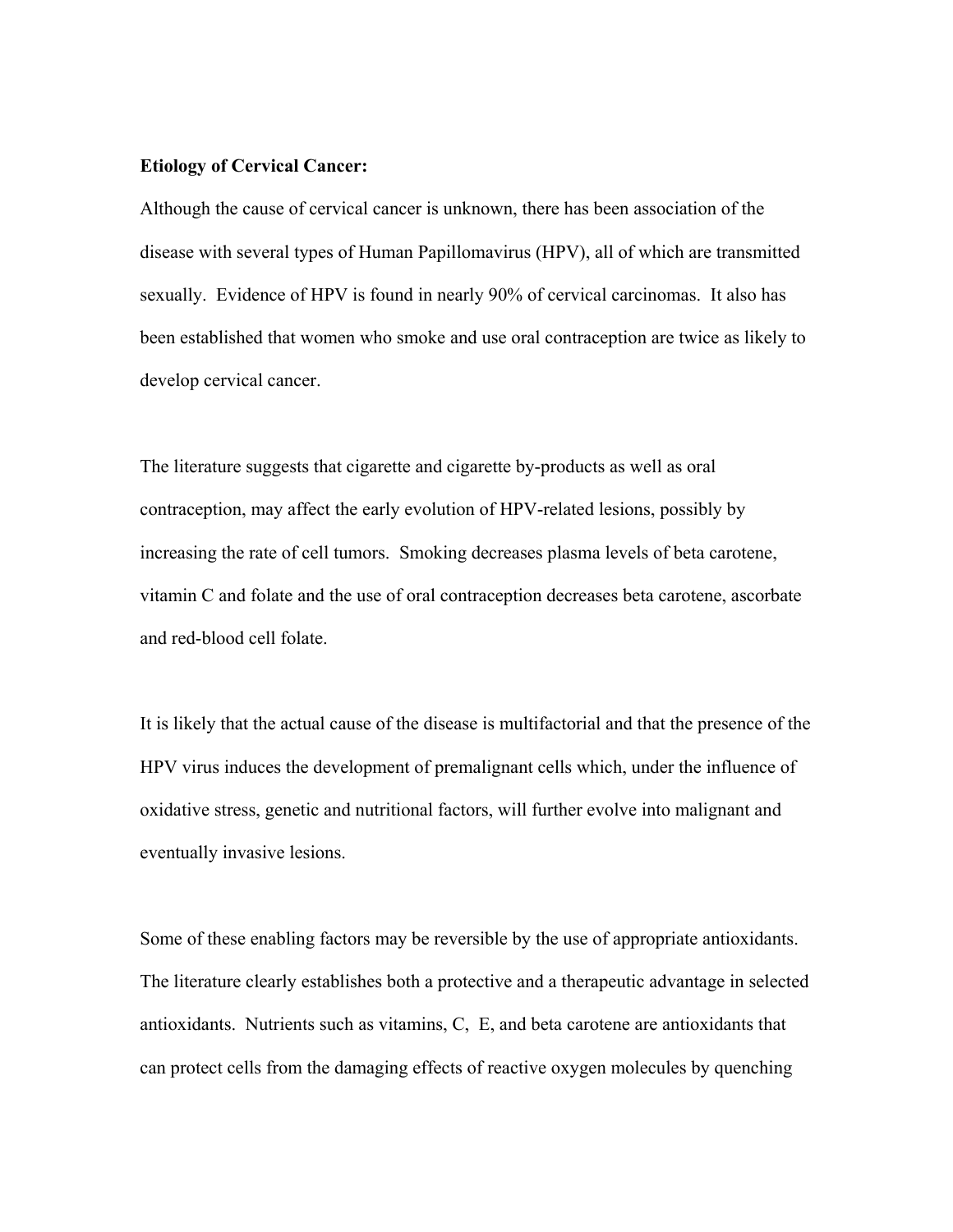**Etiology of Cervical Cancer:**

Although the cause of cervical cancer is unknown, there has been association of the disease with several types of Human Papillomavirus (HPV), all of which are transmitted sexually. Evidence of HPV is found in nearly 90% of cervical carcinomas. It also has been established that women who smoke and use oral contraception are twice as likely to develop cervical cancer.

The literature suggests that cigarette and cigarette by-products as well as oral contraception, may affect the early evolution of HPV-related lesions, possibly by increasing the rate of cell tumors. Smoking decreases plasma levels of beta carotene, vitamin C and folate and the use of oral contraception decreases beta carotene, ascorbate and red-blood cell folate.

It is likely that the actual cause of the disease is multifactorial and that the presence of the HPV virus induces the development of premalignant cells which, under the influence of oxidative stress, genetic and nutritional factors, will further evolve into malignant and eventually invasive lesions.

Some of these enabling factors may be reversible by the use of appropriate antioxidants. The literature clearly establishes both a protective and a therapeutic advantage in selected antioxidants. Nutrients such as vitamins, C, E, and beta carotene are antioxidants that can protect cells from the damaging effects of reactive oxygen molecules by quenching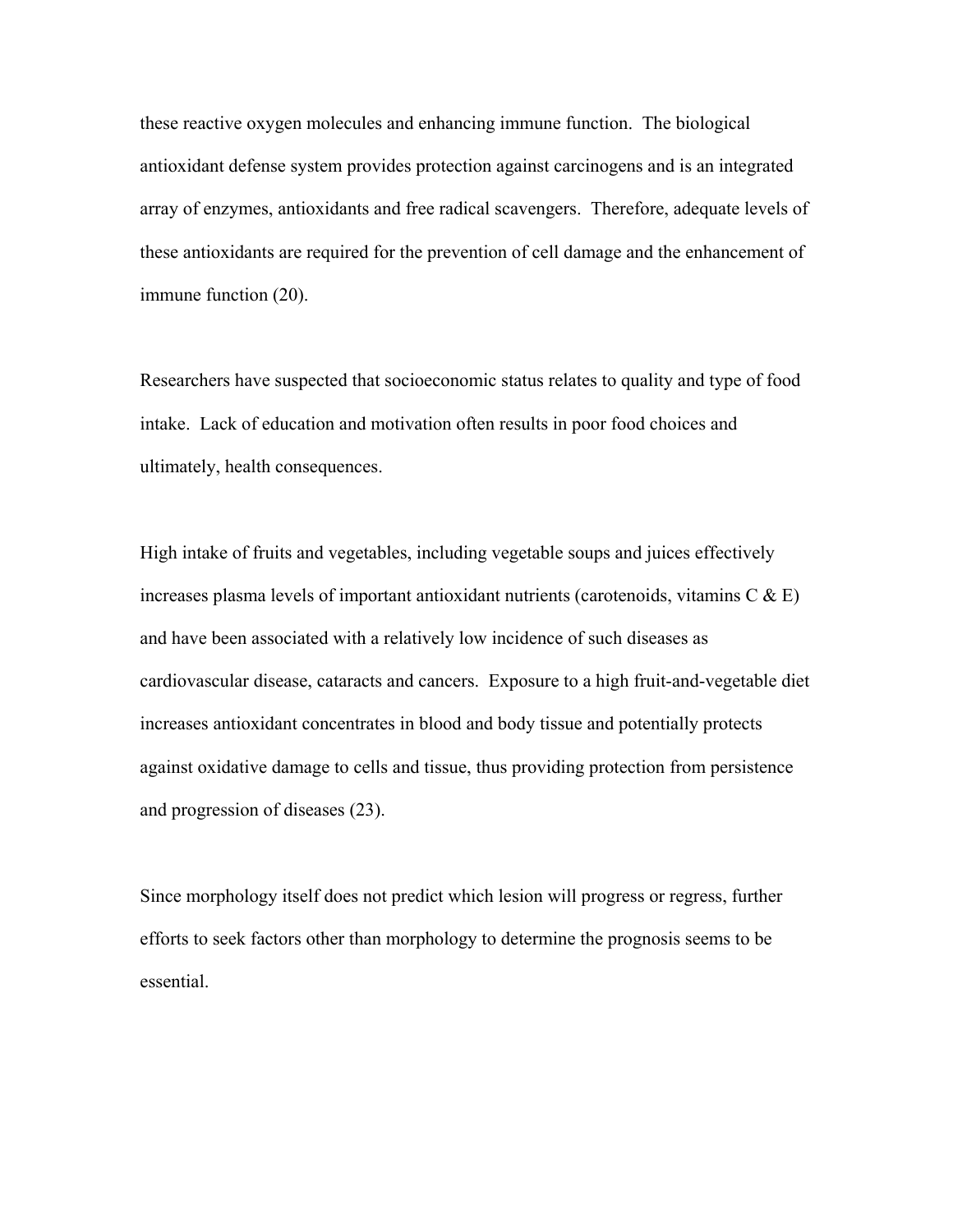these reactive oxygen molecules and enhancing immune function. The biological antioxidant defense system provides protection against carcinogens and is an integrated array of enzymes, antioxidants and free radical scavengers. Therefore, adequate levels of these antioxidants are required for the prevention of cell damage and the enhancement of immune function (20).

Researchers have suspected that socioeconomic status relates to quality and type of food intake. Lack of education and motivation often results in poor food choices and ultimately, health consequences.

High intake of fruits and vegetables, including vegetable soups and juices effectively increases plasma levels of important antioxidant nutrients (carotenoids, vitamins C & E) and have been associated with a relatively low incidence of such diseases as cardiovascular disease, cataracts and cancers. Exposure to a high fruit-and-vegetable diet increases antioxidant concentrates in blood and body tissue and potentially protects against oxidative damage to cells and tissue, thus providing protection from persistence and progression of diseases (23).

Since morphology itself does not predict which lesion will progress or regress, further efforts to seek factors other than morphology to determine the prognosis seems to be essential.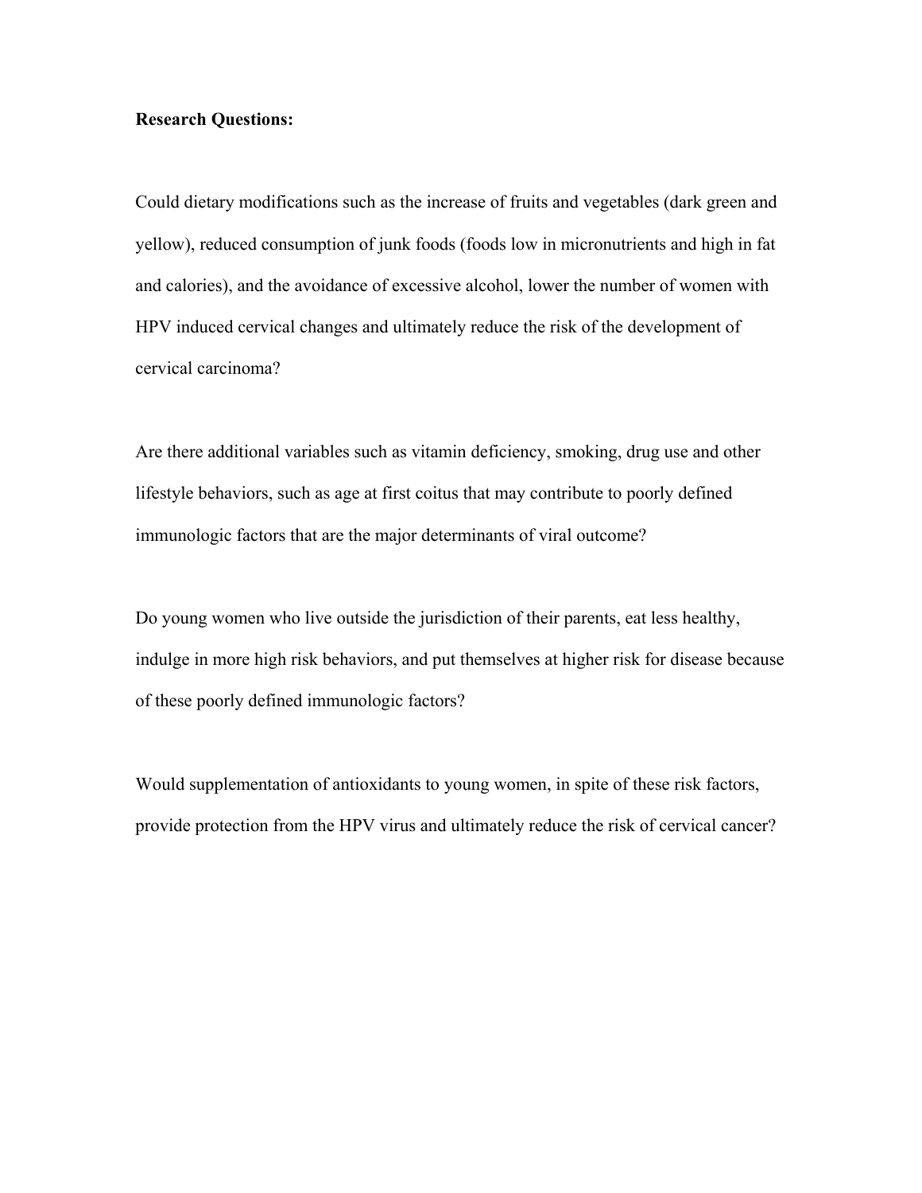**Research Questions:**

Could dietary modifications such as the increase of fruits and vegetables (dark green and yellow), reduced consumption of junk foods (foods low in micronutrients and high in fat and calories), and the avoidance of excessive alcohol, lower the number of women with HPV induced cervical changes and ultimately reduce the risk of the development of cervical carcinoma?

Are there additional variables such as vitamin deficiency, smoking, drug use and other lifestyle behaviors, such as age at first coitus that may contribute to poorly defined immunologic factors that are the major determinants of viral outcome?

Do young women who live outside the jurisdiction of their parents, eat less healthy, indulge in more high risk behaviors, and put themselves at higher risk for disease because of these poorly defined immunologic factors?

Would supplementation of antioxidants to young women, in spite of these risk factors, provide protection from the HPV virus and ultimately reduce the risk of cervical cancer?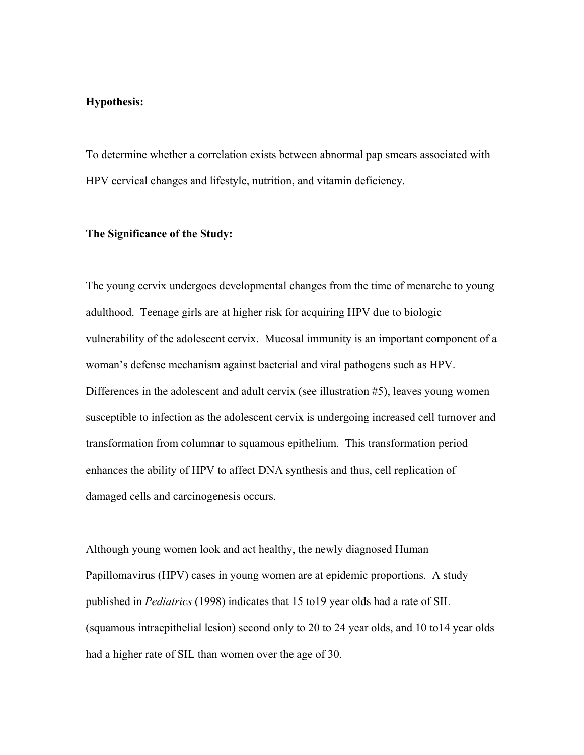**Hypothesis:**

To determine whether a correlation exists between abnormal pap smears associated with HPV cervical changes and lifestyle, nutrition, and vitamin deficiency.

**The Significance of the Study:**

The young cervix undergoes developmental changes from the time of menarche to young adulthood. Teenage girls are at higher risk for acquiring HPV due to biologic vulnerability of the adolescent cervix. Mucosal immunity is an important component of a woman's defense mechanism against bacterial and viral pathogens such as HPV. Differences in the adolescent and adult cervix (see illustration #5), leaves young women susceptible to infection as the adolescent cervix is undergoing increased cell turnover and transformation from columnar to squamous epithelium. This transformation period enhances the ability of HPV to affect DNA synthesis and thus, cell replication of damaged cells and carcinogenesis occurs.

Although young women look and act healthy, the newly diagnosed Human Papillomavirus (HPV) cases in young women are at epidemic proportions. A study published in *Pediatrics* (1998) indicates that 15 to19 year olds had a rate of SIL (squamous intraepithelial lesion) second only to 20 to 24 year olds, and 10 to14 year olds had a higher rate of SIL than women over the age of 30.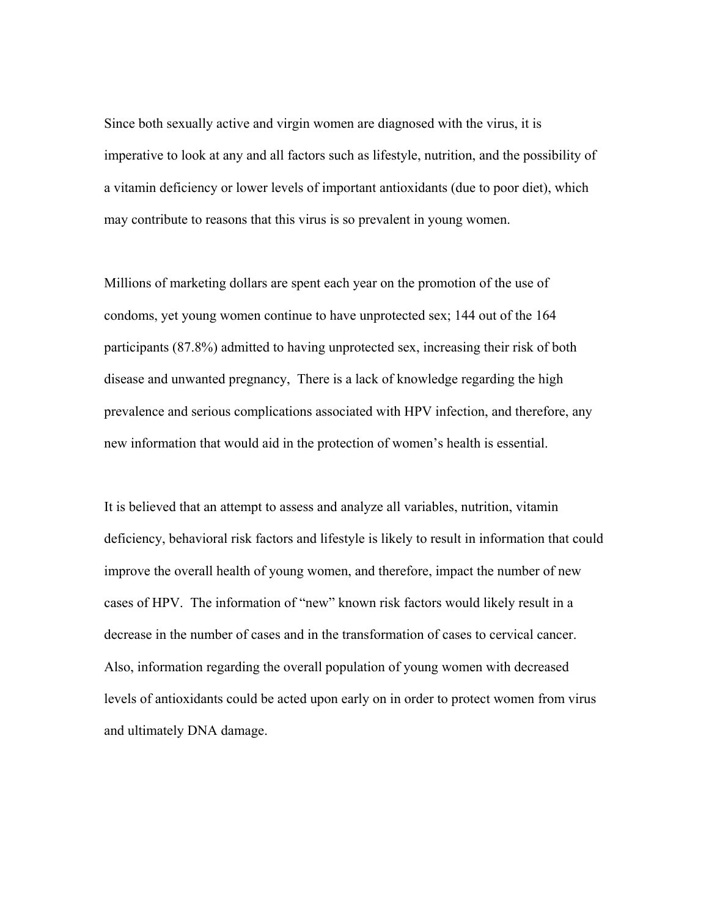Since both sexually active and virgin women are diagnosed with the virus, it is imperative to look at any and all factors such as lifestyle, nutrition, and the possibility of a vitamin deficiency or lower levels of important antioxidants (due to poor diet), which may contribute to reasons that this virus is so prevalent in young women.

Millions of marketing dollars are spent each year on the promotion of the use of condoms, yet young women continue to have unprotected sex; 144 out of the 164 participants (87.8%) admitted to having unprotected sex, increasing their risk of both disease and unwanted pregnancy,  There is a lack of knowledge regarding the high prevalence and serious complications associated with HPV infection, and therefore, any new information that would aid in the protection of women's health is essential.

It is believed that an attempt to assess and analyze all variables, nutrition, vitamin deficiency, behavioral risk factors and lifestyle is likely to result in information that could improve the overall health of young women, and therefore, impact the number of new cases of HPV.  The information of "new" known risk factors would likely result in a decrease in the number of cases and in the transformation of cases to cervical cancer. Also, information regarding the overall population of young women with decreased levels of antioxidants could be acted upon early on in order to protect women from virus and ultimately DNA damage.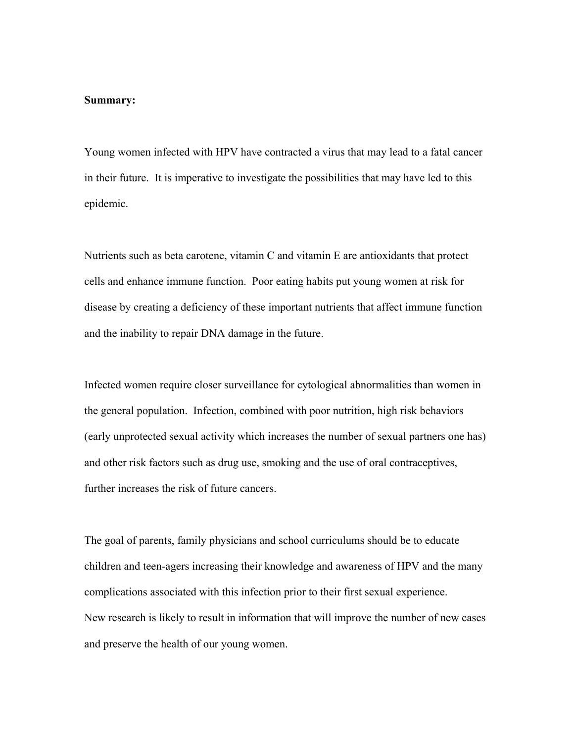**Summary:**

Young women infected with HPV have contracted a virus that may lead to a fatal cancer in their future. It is imperative to investigate the possibilities that may have led to this epidemic.

Nutrients such as beta carotene, vitamin C and vitamin E are antioxidants that protect cells and enhance immune function. Poor eating habits put young women at risk for disease by creating a deficiency of these important nutrients that affect immune function and the inability to repair DNA damage in the future.

Infected women require closer surveillance for cytological abnormalities than women in the general population. Infection, combined with poor nutrition, high risk behaviors (early unprotected sexual activity which increases the number of sexual partners one has) and other risk factors such as drug use, smoking and the use of oral contraceptives, further increases the risk of future cancers.

The goal of parents, family physicians and school curriculums should be to educate children and teen-agers increasing their knowledge and awareness of HPV and the many complications associated with this infection prior to their first sexual experience.
New research is likely to result in information that will improve the number of new cases and preserve the health of our young women.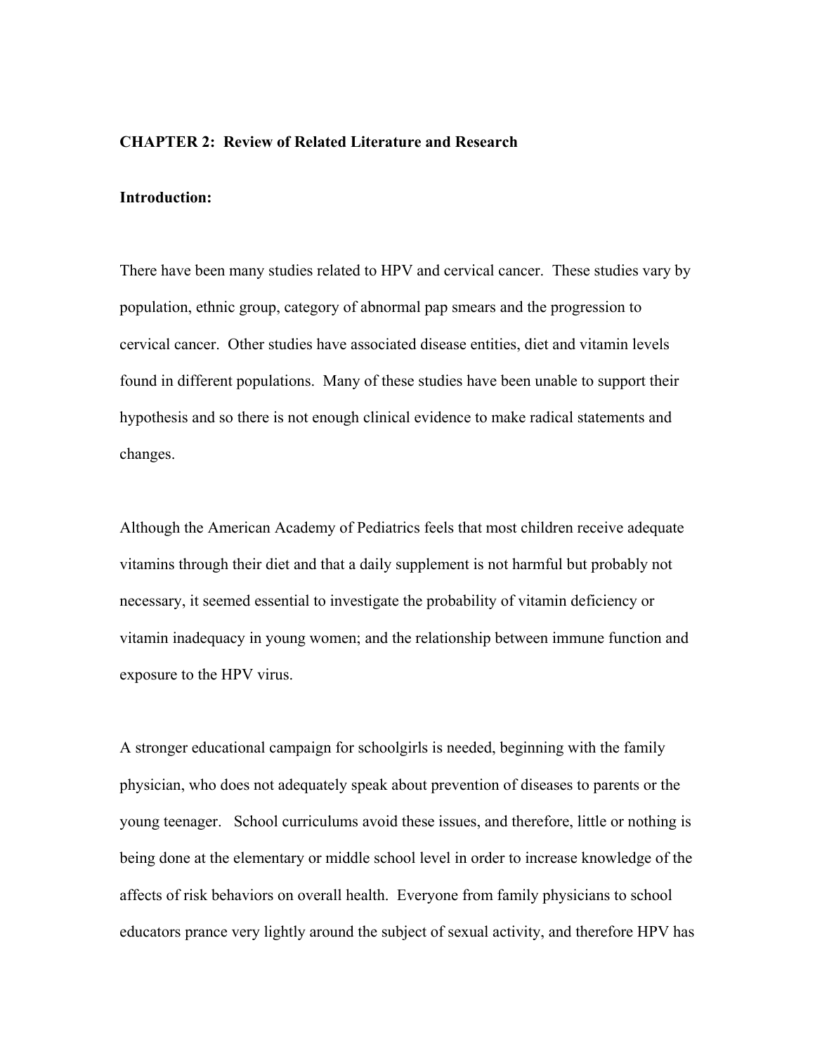**CHAPTER 2: Review of Related Literature and Research**

**Introduction:**

There have been many studies related to HPV and cervical cancer. These studies vary by population, ethnic group, category of abnormal pap smears and the progression to cervical cancer. Other studies have associated disease entities, diet and vitamin levels found in different populations. Many of these studies have been unable to support their hypothesis and so there is not enough clinical evidence to make radical statements and changes.

Although the American Academy of Pediatrics feels that most children receive adequate vitamins through their diet and that a daily supplement is not harmful but probably not necessary, it seemed essential to investigate the probability of vitamin deficiency or vitamin inadequacy in young women; and the relationship between immune function and exposure to the HPV virus.

A stronger educational campaign for schoolgirls is needed, beginning with the family physician, who does not adequately speak about prevention of diseases to parents or the young teenager. School curriculums avoid these issues, and therefore, little or nothing is being done at the elementary or middle school level in order to increase knowledge of the affects of risk behaviors on overall health. Everyone from family physicians to school educators prance very lightly around the subject of sexual activity, and therefore HPV has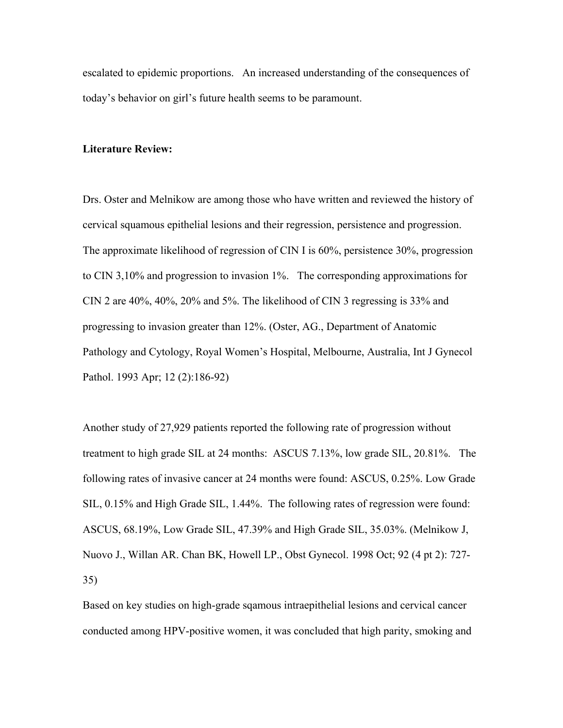escalated to epidemic proportions. An increased understanding of the consequences of today's behavior on girl's future health seems to be paramount.

**Literature Review:**

Drs. Oster and Melnikow are among those who have written and reviewed the history of cervical squamous epithelial lesions and their regression, persistence and progression. The approximate likelihood of regression of CIN I is 60%, persistence 30%, progression to CIN 3,10% and progression to invasion 1%. The corresponding approximations for CIN 2 are 40%, 40%, 20% and 5%. The likelihood of CIN 3 regressing is 33% and progressing to invasion greater than 12%. (Oster, AG., Department of Anatomic Pathology and Cytology, Royal Women's Hospital, Melbourne, Australia, Int J Gynecol Pathol. 1993 Apr; 12 (2):186-92)

Another study of 27,929 patients reported the following rate of progression without treatment to high grade SIL at 24 months: ASCUS 7.13%, low grade SIL, 20.81%. The following rates of invasive cancer at 24 months were found: ASCUS, 0.25%. Low Grade SIL, 0.15% and High Grade SIL, 1.44%. The following rates of regression were found: ASCUS, 68.19%, Low Grade SIL, 47.39% and High Grade SIL, 35.03%. (Melnikow J, Nuovo J., Willan AR. Chan BK, Howell LP., Obst Gynecol. 1998 Oct; 92 (4 pt 2): 727-35)

Based on key studies on high-grade sqamous intraepithelial lesions and cervical cancer conducted among HPV-positive women, it was concluded that high parity, smoking and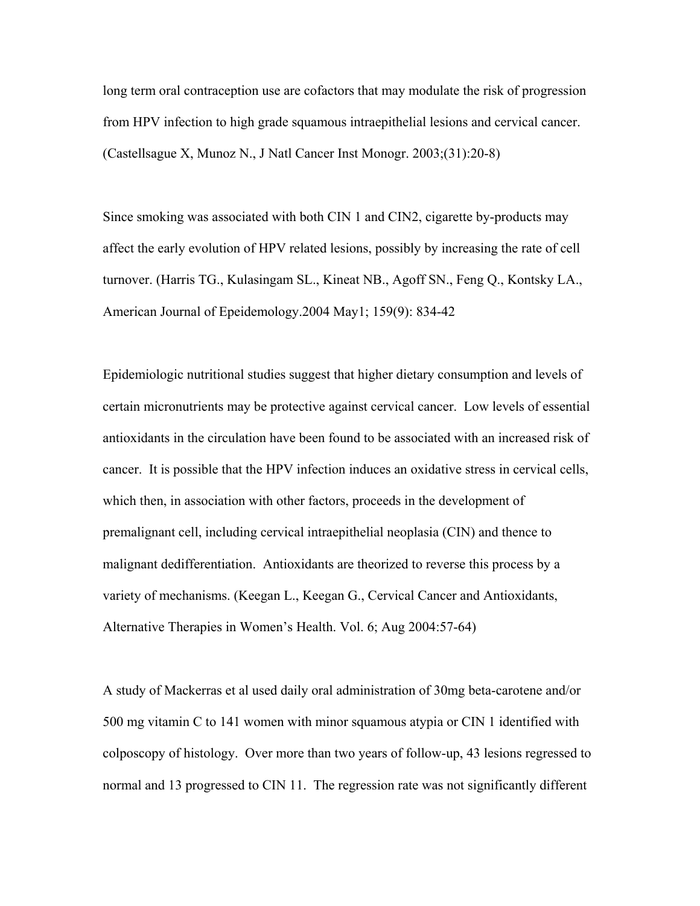long term oral contraception use are cofactors that may modulate the risk of progression from HPV infection to high grade squamous intraepithelial lesions and cervical cancer. (Castellsague X, Munoz N., J Natl Cancer Inst Monogr. 2003;(31):20-8)

Since smoking was associated with both CIN 1 and CIN2, cigarette by-products may affect the early evolution of HPV related lesions, possibly by increasing the rate of cell turnover. (Harris TG., Kulasingam SL., Kineat NB., Agoff SN., Feng Q., Kontsky LA., American Journal of Epeidemology.2004 May1; 159(9): 834-42

Epidemiologic nutritional studies suggest that higher dietary consumption and levels of certain micronutrients may be protective against cervical cancer. Low levels of essential antioxidants in the circulation have been found to be associated with an increased risk of cancer. It is possible that the HPV infection induces an oxidative stress in cervical cells, which then, in association with other factors, proceeds in the development of premalignant cell, including cervical intraepithelial neoplasia (CIN) and thence to malignant dedifferentiation. Antioxidants are theorized to reverse this process by a variety of mechanisms. (Keegan L., Keegan G., Cervical Cancer and Antioxidants, Alternative Therapies in Women's Health. Vol. 6; Aug 2004:57-64)

A study of Mackerras et al used daily oral administration of 30mg beta-carotene and/or 500 mg vitamin C to 141 women with minor squamous atypia or CIN 1 identified with colposcopy of histology. Over more than two years of follow-up, 43 lesions regressed to normal and 13 progressed to CIN 11. The regression rate was not significantly different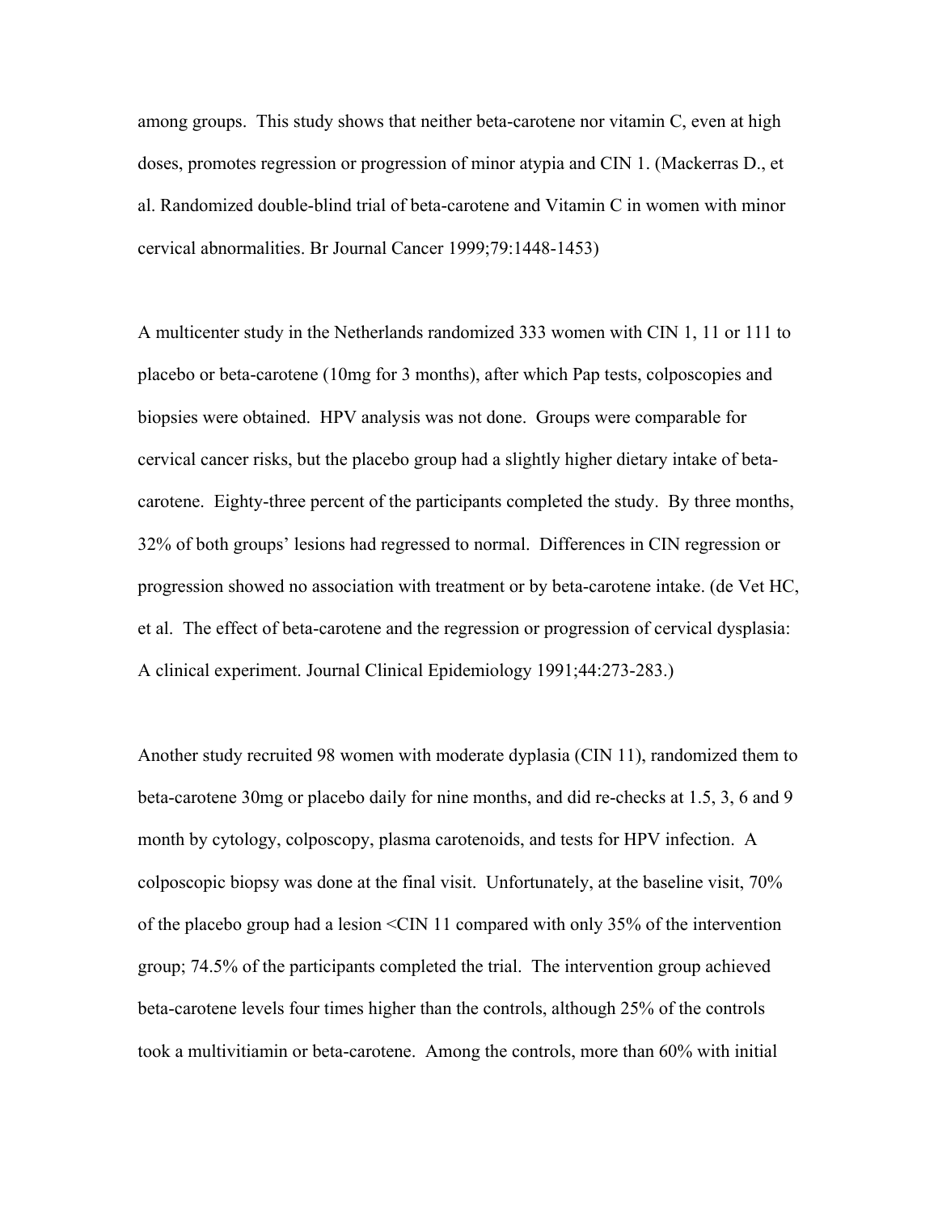among groups. This study shows that neither beta-carotene nor vitamin C, even at high doses, promotes regression or progression of minor atypia and CIN 1. (Mackerras D., et al. Randomized double-blind trial of beta-carotene and Vitamin C in women with minor cervical abnormalities. Br Journal Cancer 1999;79:1448-1453)

A multicenter study in the Netherlands randomized 333 women with CIN 1, 11 or 111 to placebo or beta-carotene (10mg for 3 months), after which Pap tests, colposcopies and biopsies were obtained. HPV analysis was not done. Groups were comparable for cervical cancer risks, but the placebo group had a slightly higher dietary intake of beta-carotene. Eighty-three percent of the participants completed the study. By three months, 32% of both groups' lesions had regressed to normal. Differences in CIN regression or progression showed no association with treatment or by beta-carotene intake. (de Vet HC, et al. The effect of beta-carotene and the regression or progression of cervical dysplasia: A clinical experiment. Journal Clinical Epidemiology 1991;44:273-283.)

Another study recruited 98 women with moderate dyplasia (CIN 11), randomized them to beta-carotene 30mg or placebo daily for nine months, and did re-checks at 1.5, 3, 6 and 9 month by cytology, colposcopy, plasma carotenoids, and tests for HPV infection. A colposcopic biopsy was done at the final visit. Unfortunately, at the baseline visit, 70% of the placebo group had a lesion <CIN 11 compared with only 35% of the intervention group; 74.5% of the participants completed the trial. The intervention group achieved beta-carotene levels four times higher than the controls, although 25% of the controls took a multivitiamin or beta-carotene. Among the controls, more than 60% with initial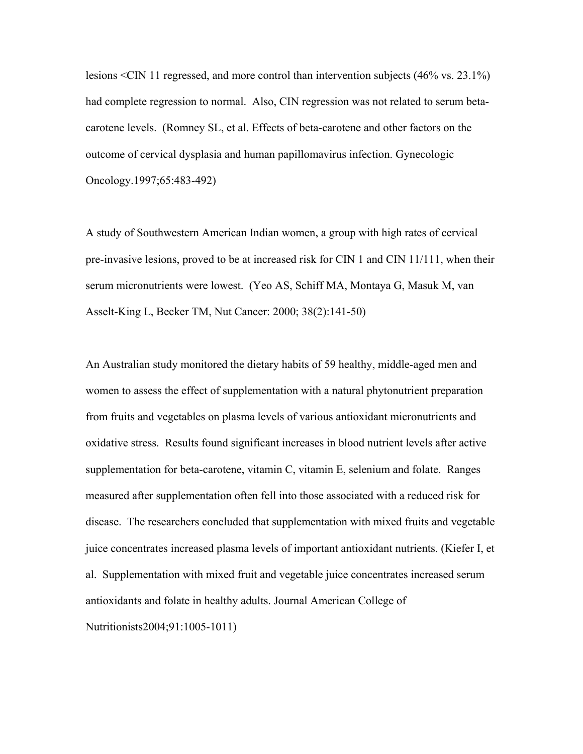lesions <CIN 11 regressed, and more control than intervention subjects (46% vs. 23.1%) had complete regression to normal. Also, CIN regression was not related to serum beta-carotene levels. (Romney SL, et al. Effects of beta-carotene and other factors on the outcome of cervical dysplasia and human papillomavirus infection. Gynecologic Oncology.1997;65:483-492)

A study of Southwestern American Indian women, a group with high rates of cervical pre-invasive lesions, proved to be at increased risk for CIN 1 and CIN 11/111, when their serum micronutrients were lowest. (Yeo AS, Schiff MA, Montaya G, Masuk M, van Asselt-King L, Becker TM, Nut Cancer: 2000; 38(2):141-50)

An Australian study monitored the dietary habits of 59 healthy, middle-aged men and women to assess the effect of supplementation with a natural phytonutrient preparation from fruits and vegetables on plasma levels of various antioxidant micronutrients and oxidative stress. Results found significant increases in blood nutrient levels after active supplementation for beta-carotene, vitamin C, vitamin E, selenium and folate. Ranges measured after supplementation often fell into those associated with a reduced risk for disease. The researchers concluded that supplementation with mixed fruits and vegetable juice concentrates increased plasma levels of important antioxidant nutrients. (Kiefer I, et al. Supplementation with mixed fruit and vegetable juice concentrates increased serum antioxidants and folate in healthy adults. Journal American College of Nutritionists2004;91:1005-1011)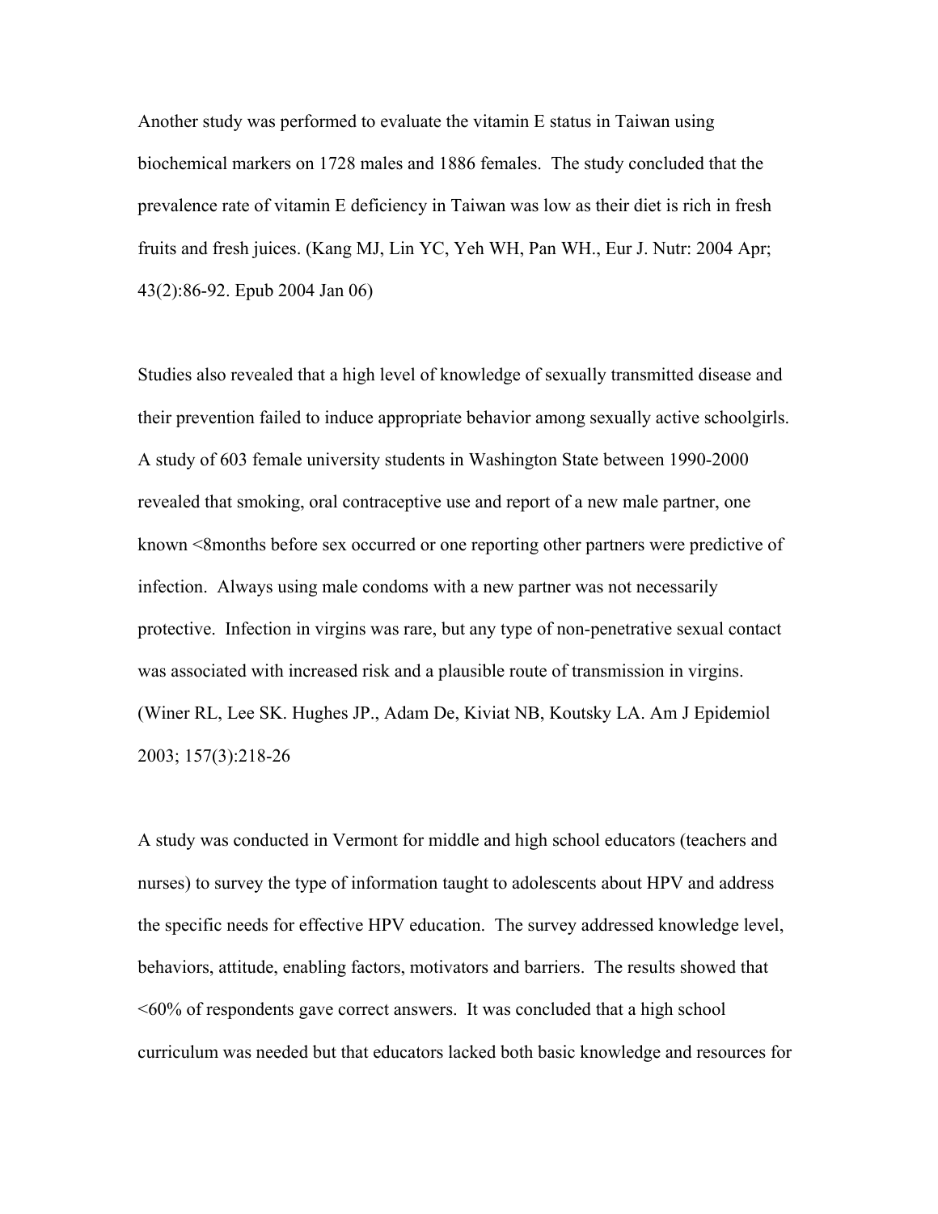Another study was performed to evaluate the vitamin E status in Taiwan using biochemical markers on 1728 males and 1886 females. The study concluded that the prevalence rate of vitamin E deficiency in Taiwan was low as their diet is rich in fresh fruits and fresh juices. (Kang MJ, Lin YC, Yeh WH, Pan WH., Eur J. Nutr: 2004 Apr; 43(2):86-92. Epub 2004 Jan 06)

Studies also revealed that a high level of knowledge of sexually transmitted disease and their prevention failed to induce appropriate behavior among sexually active schoolgirls. A study of 603 female university students in Washington State between 1990-2000 revealed that smoking, oral contraceptive use and report of a new male partner, one known <8months before sex occurred or one reporting other partners were predictive of infection. Always using male condoms with a new partner was not necessarily protective. Infection in virgins was rare, but any type of non-penetrative sexual contact was associated with increased risk and a plausible route of transmission in virgins. (Winer RL, Lee SK. Hughes JP., Adam De, Kiviat NB, Koutsky LA. Am J Epidemiol 2003; 157(3):218-26

A study was conducted in Vermont for middle and high school educators (teachers and nurses) to survey the type of information taught to adolescents about HPV and address the specific needs for effective HPV education. The survey addressed knowledge level, behaviors, attitude, enabling factors, motivators and barriers. The results showed that <60% of respondents gave correct answers. It was concluded that a high school curriculum was needed but that educators lacked both basic knowledge and resources for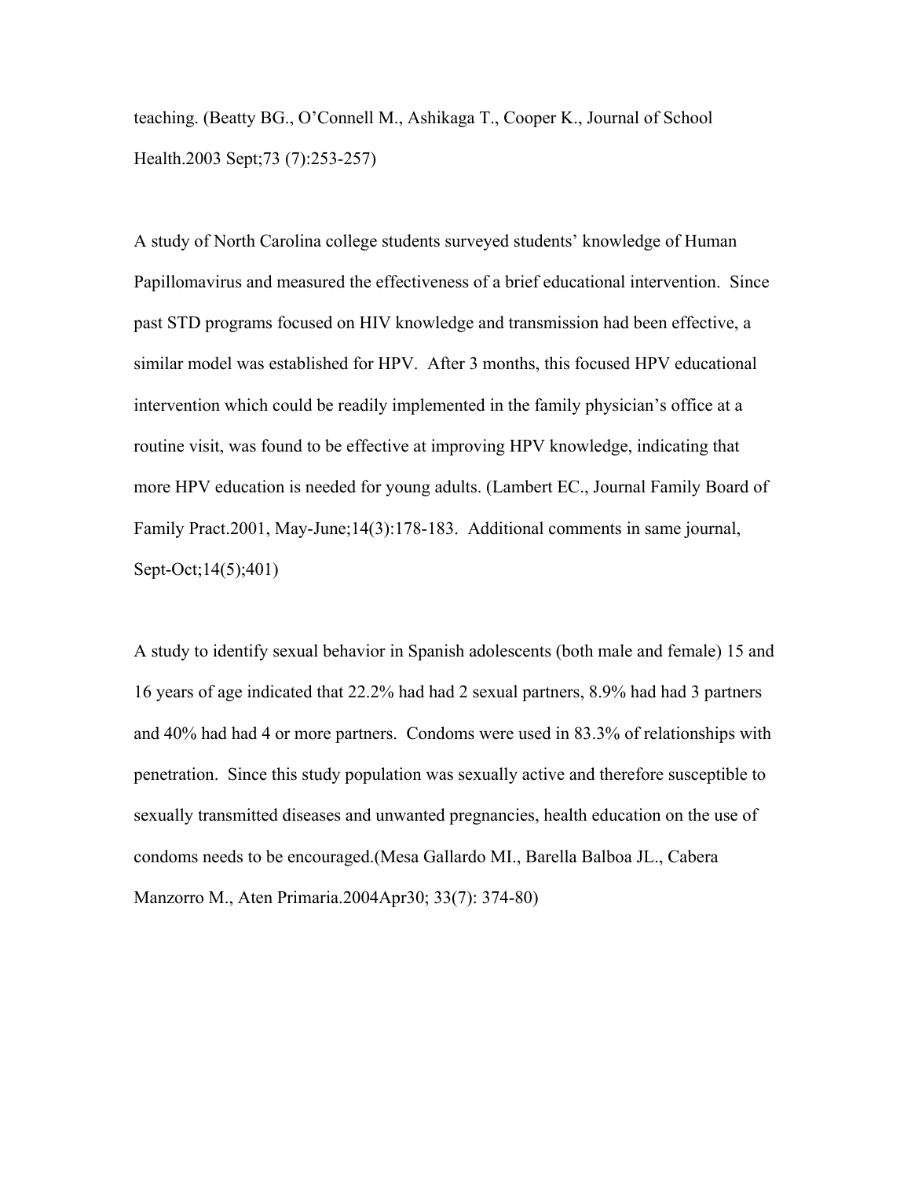teaching. (Beatty BG., O'Connell M., Ashikaga T., Cooper K., Journal of School Health.2003 Sept;73 (7):253-257)

A study of North Carolina college students surveyed students' knowledge of Human Papillomavirus and measured the effectiveness of a brief educational intervention. Since past STD programs focused on HIV knowledge and transmission had been effective, a similar model was established for HPV. After 3 months, this focused HPV educational intervention which could be readily implemented in the family physician's office at a routine visit, was found to be effective at improving HPV knowledge, indicating that more HPV education is needed for young adults. (Lambert EC., Journal Family Board of Family Pract.2001, May-June;14(3):178-183. Additional comments in same journal, Sept-Oct;14(5);401)

A study to identify sexual behavior in Spanish adolescents (both male and female) 15 and 16 years of age indicated that 22.2% had had 2 sexual partners, 8.9% had had 3 partners and 40% had had 4 or more partners. Condoms were used in 83.3% of relationships with penetration. Since this study population was sexually active and therefore susceptible to sexually transmitted diseases and unwanted pregnancies, health education on the use of condoms needs to be encouraged.(Mesa Gallardo MI., Barella Balboa JL., Cabera Manzorro M., Aten Primaria.2004Apr30; 33(7): 374-80)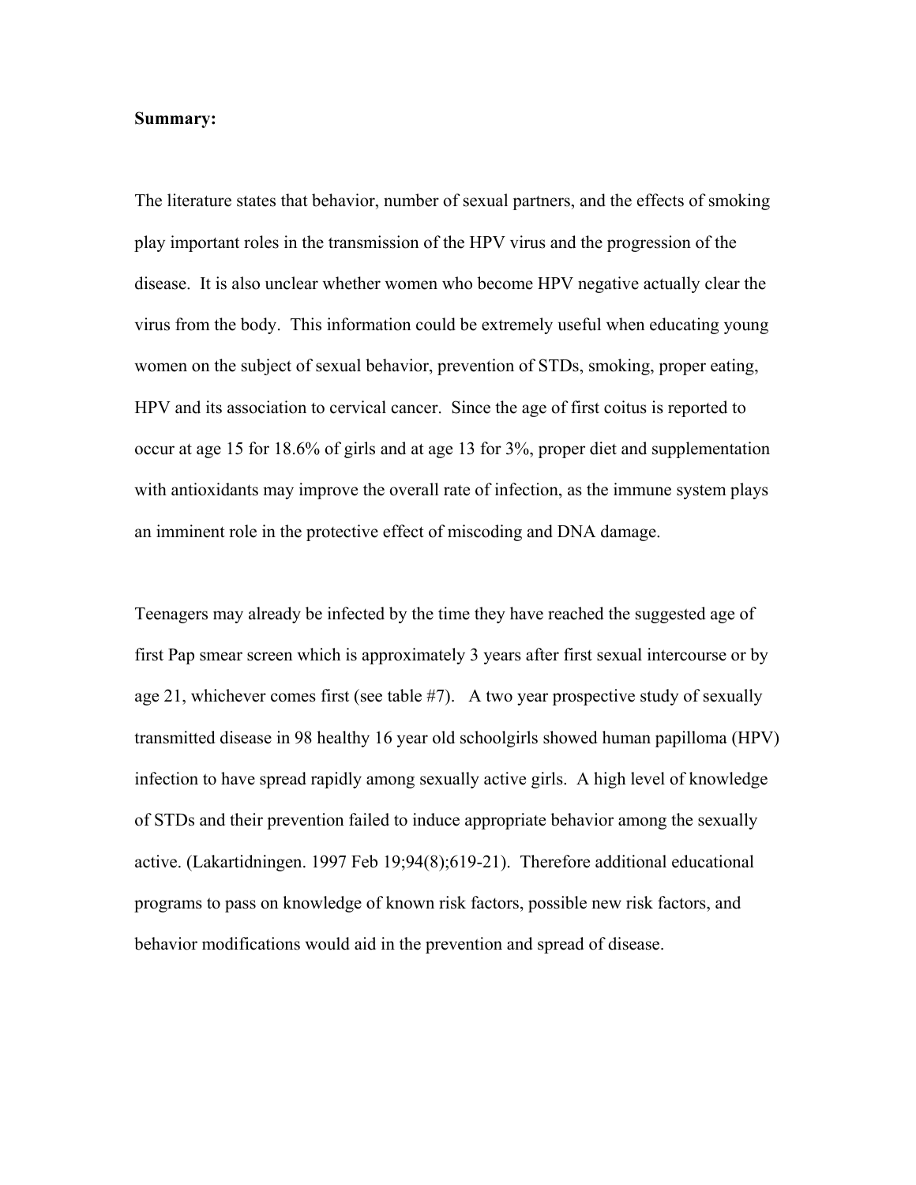**Summary:**

The literature states that behavior, number of sexual partners, and the effects of smoking play important roles in the transmission of the HPV virus and the progression of the disease. It is also unclear whether women who become HPV negative actually clear the virus from the body. This information could be extremely useful when educating young women on the subject of sexual behavior, prevention of STDs, smoking, proper eating, HPV and its association to cervical cancer. Since the age of first coitus is reported to occur at age 15 for 18.6% of girls and at age 13 for 3%, proper diet and supplementation with antioxidants may improve the overall rate of infection, as the immune system plays an imminent role in the protective effect of miscoding and DNA damage.

Teenagers may already be infected by the time they have reached the suggested age of first Pap smear screen which is approximately 3 years after first sexual intercourse or by age 21, whichever comes first (see table #7). A two year prospective study of sexually transmitted disease in 98 healthy 16 year old schoolgirls showed human papilloma (HPV) infection to have spread rapidly among sexually active girls. A high level of knowledge of STDs and their prevention failed to induce appropriate behavior among the sexually active. (Lakartidningen. 1997 Feb 19;94(8);619-21). Therefore additional educational programs to pass on knowledge of known risk factors, possible new risk factors, and behavior modifications would aid in the prevention and spread of disease.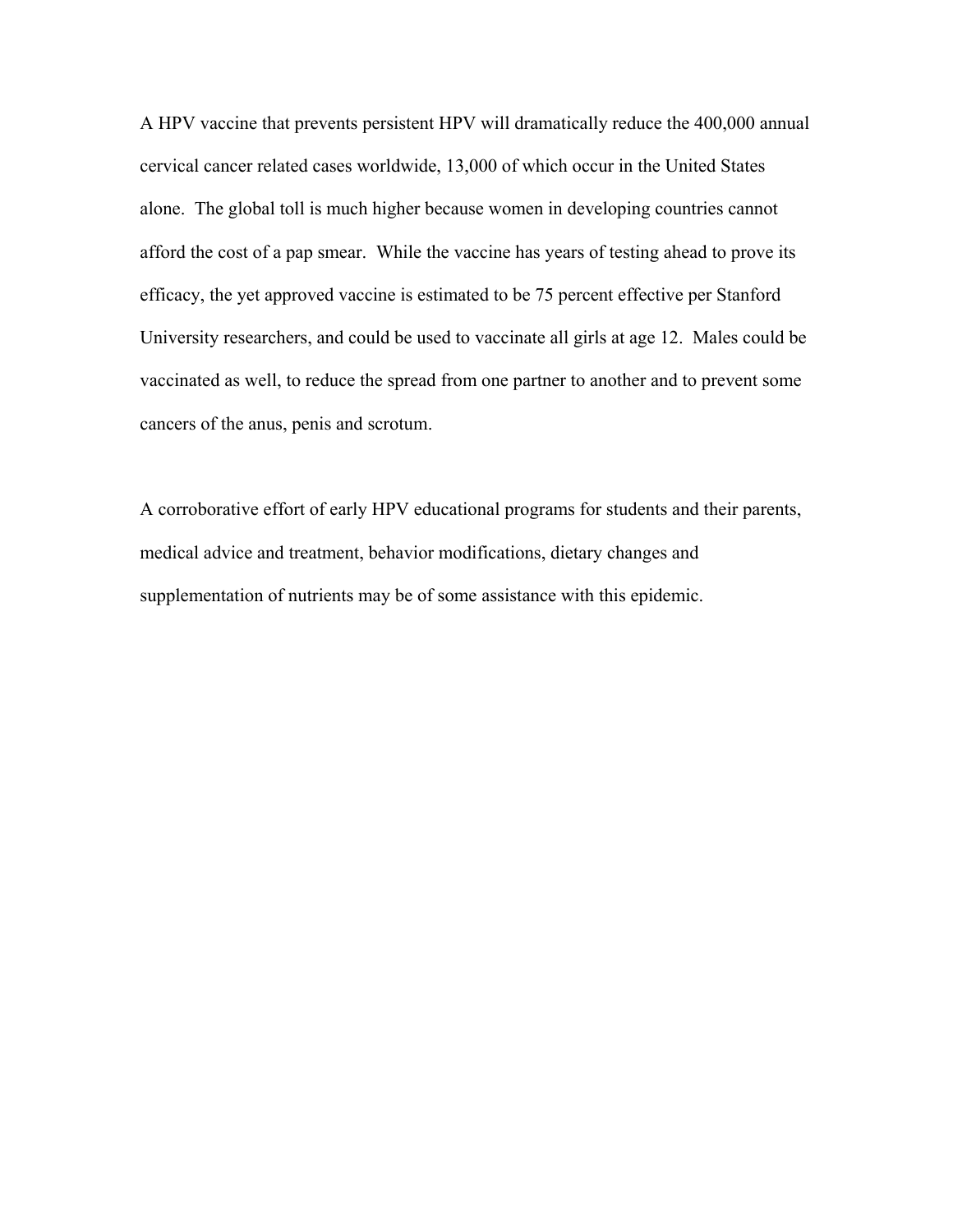A HPV vaccine that prevents persistent HPV will dramatically reduce the 400,000 annual cervical cancer related cases worldwide, 13,000 of which occur in the United States alone. The global toll is much higher because women in developing countries cannot afford the cost of a pap smear. While the vaccine has years of testing ahead to prove its efficacy, the yet approved vaccine is estimated to be 75 percent effective per Stanford University researchers, and could be used to vaccinate all girls at age 12. Males could be vaccinated as well, to reduce the spread from one partner to another and to prevent some cancers of the anus, penis and scrotum.

A corroborative effort of early HPV educational programs for students and their parents, medical advice and treatment, behavior modifications, dietary changes and supplementation of nutrients may be of some assistance with this epidemic.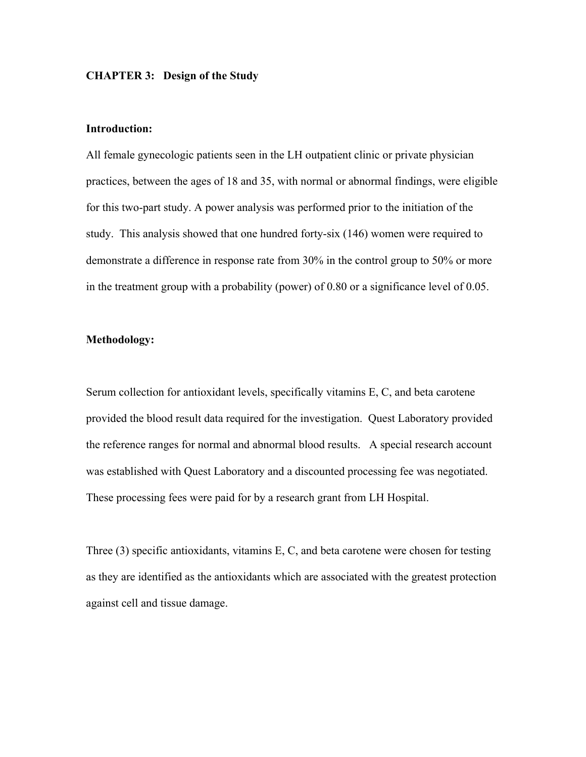**CHAPTER 3: Design of the Study**

**Introduction:**

All female gynecologic patients seen in the LH outpatient clinic or private physician practices, between the ages of 18 and 35, with normal or abnormal findings, were eligible for this two-part study. A power analysis was performed prior to the initiation of the study. This analysis showed that one hundred forty-six (146) women were required to demonstrate a difference in response rate from 30% in the control group to 50% or more in the treatment group with a probability (power) of 0.80 or a significance level of 0.05.

**Methodology:**

Serum collection for antioxidant levels, specifically vitamins E, C, and beta carotene provided the blood result data required for the investigation. Quest Laboratory provided the reference ranges for normal and abnormal blood results. A special research account was established with Quest Laboratory and a discounted processing fee was negotiated. These processing fees were paid for by a research grant from LH Hospital.

Three (3) specific antioxidants, vitamins E, C, and beta carotene were chosen for testing as they are identified as the antioxidants which are associated with the greatest protection against cell and tissue damage.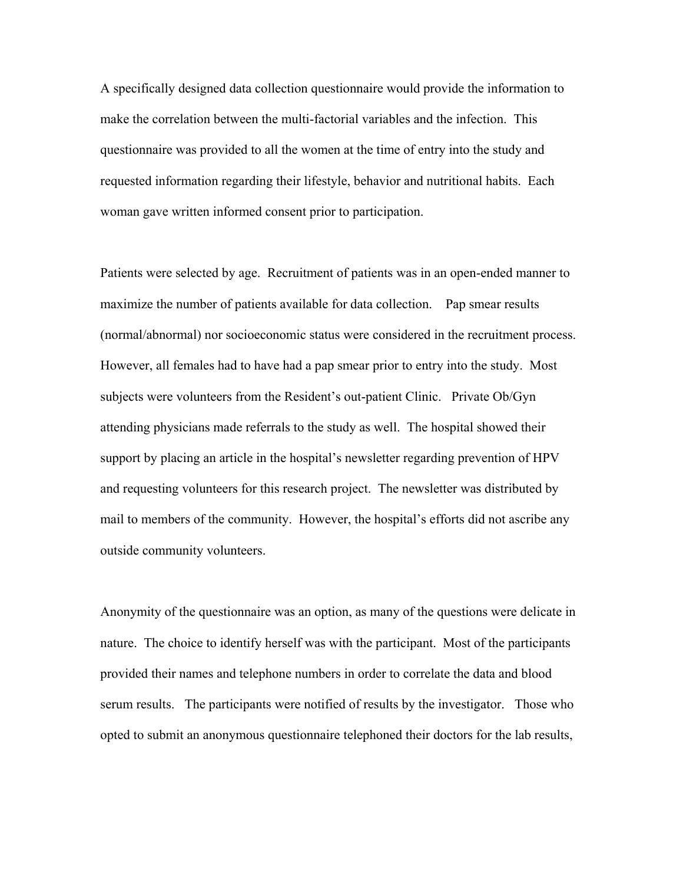A specifically designed data collection questionnaire would provide the information to make the correlation between the multi-factorial variables and the infection. This questionnaire was provided to all the women at the time of entry into the study and requested information regarding their lifestyle, behavior and nutritional habits. Each woman gave written informed consent prior to participation.

Patients were selected by age. Recruitment of patients was in an open-ended manner to maximize the number of patients available for data collection. Pap smear results (normal/abnormal) nor socioeconomic status were considered in the recruitment process. However, all females had to have had a pap smear prior to entry into the study. Most subjects were volunteers from the Resident's out-patient Clinic. Private Ob/Gyn attending physicians made referrals to the study as well. The hospital showed their support by placing an article in the hospital's newsletter regarding prevention of HPV and requesting volunteers for this research project. The newsletter was distributed by mail to members of the community. However, the hospital's efforts did not ascribe any outside community volunteers.

Anonymity of the questionnaire was an option, as many of the questions were delicate in nature. The choice to identify herself was with the participant. Most of the participants provided their names and telephone numbers in order to correlate the data and blood serum results. The participants were notified of results by the investigator. Those who opted to submit an anonymous questionnaire telephoned their doctors for the lab results,